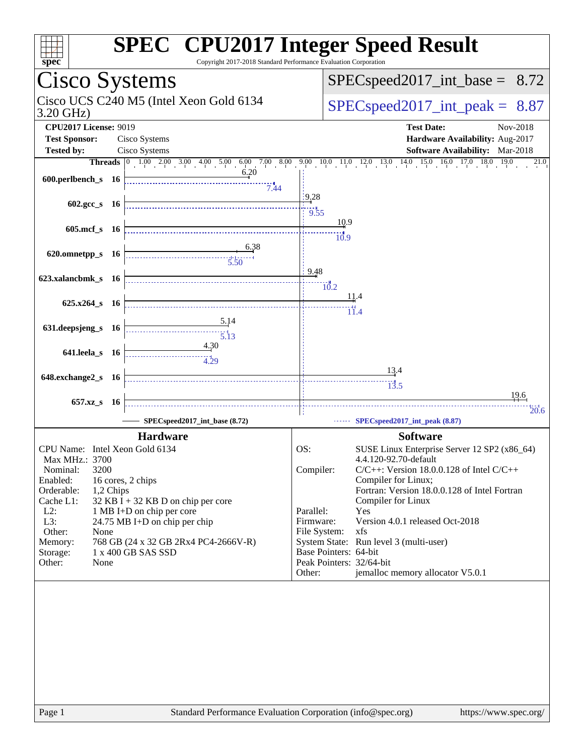# SPEC CPU2017 Integer Speed Result

Copyright 2017-2018 Standard Performance Evaluation Corporation

## Cisco Systems

Cisco UCS C240 M5 (Intel Xeon Gold 6134 3.20 GHz)

SPECspeed2017_int_base = 8.72

SPECspeed2017_int_peak = 8.87

**CPU2017 License:** 9019
**Test Sponsor:** Cisco Systems
**Tested by:** Cisco Systems

**Test Date:** Nov-2018
**Hardware Availability:** Aug-2017
**Software Availability:** Mar-2018

| Benchmark | Threads | Base | Peak |
|---|---|---|---|
| 600.perlbench_s | 16 | 6.20 | 7.44 |
| 602.gcc_s | 16 | 9.28 | 9.55 |
| 605.mcf_s | 16 | 10.9 | 10.9 |
| 620.omnetpp_s | 16 | 6.38 | 5.50 |
| 623.xalancbmk_s | 16 | 9.48 | 10.2 |
| 625.x264_s | 16 | 11.4 | 11.4 |
| 631.deepsjeng_s | 16 | 5.14 | 5.13 |
| 641.leela_s | 16 | 4.30 | 4.29 |
| 648.exchange2_s | 16 | 13.4 | 13.5 |
| 657.xz_s | 16 | 19.6 | 20.6 |

SPECspeed2017_int_base (8.72) — SPECspeed2017_int_peak (8.87)

### Hardware

| | |
|---|---|
| CPU Name: | Intel Xeon Gold 6134 |
| Max MHz.: | 3700 |
| Nominal: | 3200 |
| Enabled: | 16 cores, 2 chips |
| Orderable: | 1,2 Chips |
| Cache L1: | 32 KB I + 32 KB D on chip per core |
| L2: | 1 MB I+D on chip per core |
| L3: | 24.75 MB I+D on chip per chip |
| Other: | None |
| Memory: | 768 GB (24 x 32 GB 2Rx4 PC4-2666V-R) |
| Storage: | 1 x 400 GB SAS SSD |
| Other: | None |

### Software

| | |
|---|---|
| OS: | SUSE Linux Enterprise Server 12 SP2 (x86_64) 4.4.120-92.70-default |
| Compiler: | C/C++: Version 18.0.0.128 of Intel C/C++ Compiler for Linux; Fortran: Version 18.0.0.128 of Intel Fortran Compiler for Linux |
| Parallel: | Yes |
| Firmware: | Version 4.0.1 released Oct-2018 |
| File System: | xfs |
| System State: | Run level 3 (multi-user) |
| Base Pointers: | 64-bit |
| Peak Pointers: | 32/64-bit |
| Other: | jemalloc memory allocator V5.0.1 |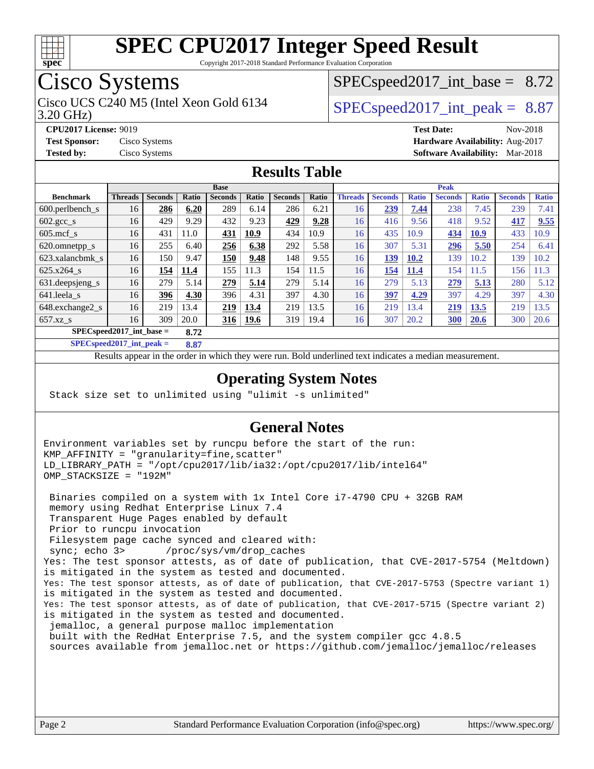# SPEC CPU2017 Integer Speed Result

Copyright 2017-2018 Standard Performance Evaluation Corporation

## Cisco Systems

Cisco UCS C240 M5 (Intel Xeon Gold 6134 3.20 GHz)

SPECspeed2017_int_base = 8.72

SPECspeed2017_int_peak = 8.87

**CPU2017 License:** 9019
**Test Sponsor:** Cisco Systems
**Tested by:** Cisco Systems

**Test Date:** Nov-2018
**Hardware Availability:** Aug-2017
**Software Availability:** Mar-2018

## Results Table

| | Base | | | | | | | Peak | | | | | | |
|---|---|---|---|---|---|---|---|---|---|---|---|---|---|---|
| **Benchmark** | **Threads** | **Seconds** | **Ratio** | **Seconds** | **Ratio** | **Seconds** | **Ratio** | **Threads** | **Seconds** | **Ratio** | **Seconds** | **Ratio** | **Seconds** | **Ratio** |
| 600.perlbench_s | 16 | **286** | **6.20** | 289 | 6.14 | 286 | 6.21 | 16 | **239** | **7.44** | 238 | 7.45 | 239 | 7.41 |
| 602.gcc_s | 16 | 429 | 9.29 | 432 | 9.23 | **429** | **9.28** | 16 | 416 | 9.56 | 418 | 9.52 | **417** | **9.55** |
| 605.mcf_s | 16 | 431 | 11.0 | **431** | **10.9** | 434 | 10.9 | 16 | 435 | 10.9 | **434** | **10.9** | 433 | 10.9 |
| 620.omnetpp_s | 16 | 255 | 6.40 | **256** | **6.38** | 292 | 5.58 | 16 | 307 | 5.31 | **296** | **5.50** | 254 | 6.41 |
| 623.xalancbmk_s | 16 | 150 | 9.47 | **150** | **9.48** | 148 | 9.55 | 16 | **139** | **10.2** | 139 | 10.2 | 139 | 10.2 |
| 625.x264_s | 16 | **154** | **11.4** | 155 | 11.3 | 154 | 11.5 | 16 | **154** | **11.4** | 154 | 11.5 | 156 | 11.3 |
| 631.deepsjeng_s | 16 | 279 | 5.14 | **279** | **5.14** | 279 | 5.14 | 16 | 279 | 5.13 | **279** | **5.13** | 280 | 5.12 |
| 641.leela_s | 16 | **396** | **4.30** | 396 | 4.31 | 397 | 4.30 | 16 | **397** | **4.29** | 397 | 4.29 | 397 | 4.30 |
| 648.exchange2_s | 16 | 219 | 13.4 | **219** | **13.4** | 219 | 13.5 | 16 | 219 | 13.4 | **219** | **13.5** | 219 | 13.5 |
| 657.xz_s | 16 | 309 | 20.0 | **316** | **19.6** | 319 | 19.4 | 16 | 307 | 20.2 | **300** | **20.6** | 300 | 20.6 |

**SPECspeed2017_int_base = 8.72**

**SPECspeed2017_int_peak = 8.87**

Results appear in the order in which they were run. Bold underlined text indicates a median measurement.

## Operating System Notes

```
Stack size set to unlimited using "ulimit -s unlimited"
```

## General Notes

```
Environment variables set by runcpu before the start of the run:
KMP_AFFINITY = "granularity=fine,scatter"
LD_LIBRARY_PATH = "/opt/cpu2017/lib/ia32:/opt/cpu2017/lib/intel64"
OMP_STACKSIZE = "192M"

 Binaries compiled on a system with 1x Intel Core i7-4790 CPU + 32GB RAM
 memory using Redhat Enterprise Linux 7.4
 Transparent Huge Pages enabled by default
 Prior to runcpu invocation
 Filesystem page cache synced and cleared with:
 sync; echo 3>       /proc/sys/vm/drop_caches
Yes: The test sponsor attests, as of date of publication, that CVE-2017-5754 (Meltdown)
is mitigated in the system as tested and documented.
Yes: The test sponsor attests, as of date of publication, that CVE-2017-5753 (Spectre variant 1)
is mitigated in the system as tested and documented.
Yes: The test sponsor attests, as of date of publication, that CVE-2017-5715 (Spectre variant 2)
is mitigated in the system as tested and documented.
 jemalloc, a general purpose malloc implementation
 built with the RedHat Enterprise 7.5, and the system compiler gcc 4.8.5
 sources available from jemalloc.net or https://github.com/jemalloc/jemalloc/releases
```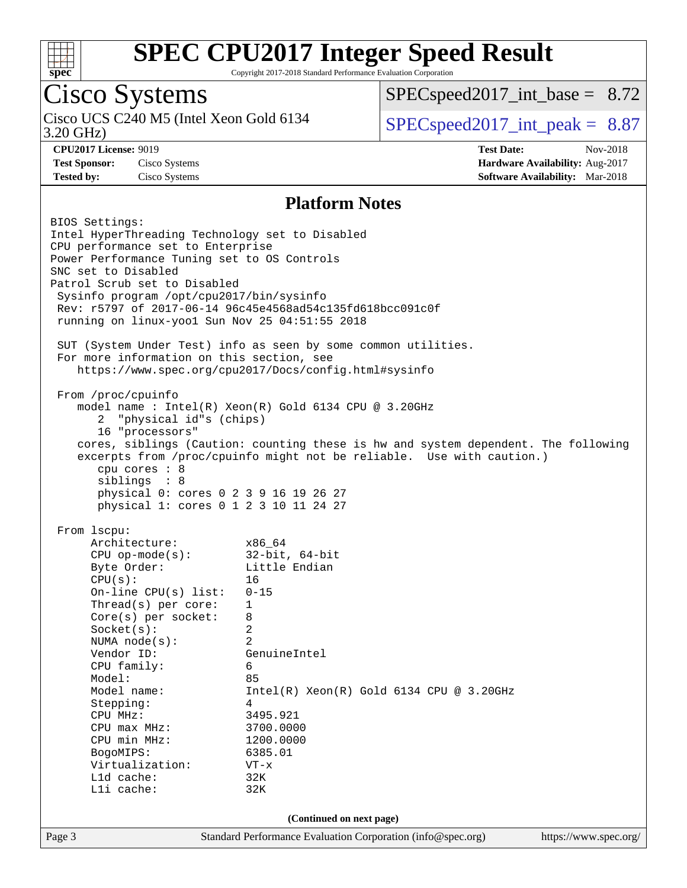# SPEC CPU2017 Integer Speed Result

Copyright 2017-2018 Standard Performance Evaluation Corporation

## Cisco Systems

Cisco UCS C240 M5 (Intel Xeon Gold 6134 3.20 GHz)

SPECspeed2017_int_base = 8.72

SPECspeed2017_int_peak = 8.87

**CPU2017 License:** 9019
**Test Sponsor:** Cisco Systems
**Tested by:** Cisco Systems

**Test Date:** Nov-2018
**Hardware Availability:** Aug-2017
**Software Availability:** Mar-2018

## Platform Notes

```
BIOS Settings:
Intel HyperThreading Technology set to Disabled
CPU performance set to Enterprise
Power Performance Tuning set to OS Controls
SNC set to Disabled
Patrol Scrub set to Disabled
 Sysinfo program /opt/cpu2017/bin/sysinfo
 Rev: r5797 of 2017-06-14 96c45e4568ad54c135fd618bcc091c0f
 running on linux-yoo1 Sun Nov 25 04:51:55 2018

 SUT (System Under Test) info as seen by some common utilities.
 For more information on this section, see
    https://www.spec.org/cpu2017/Docs/config.html#sysinfo

 From /proc/cpuinfo
    model name : Intel(R) Xeon(R) Gold 6134 CPU @ 3.20GHz
       2  "physical id"s (chips)
       16 "processors"
    cores, siblings (Caution: counting these is hw and system dependent. The following
    excerpts from /proc/cpuinfo might not be reliable.  Use with caution.)
       cpu cores : 8
       siblings  : 8
       physical 0: cores 0 2 3 9 16 19 26 27
       physical 1: cores 0 1 2 3 10 11 24 27

 From lscpu:
      Architecture:          x86_64
      CPU op-mode(s):        32-bit, 64-bit
      Byte Order:            Little Endian
      CPU(s):                16
      On-line CPU(s) list:   0-15
      Thread(s) per core:    1
      Core(s) per socket:    8
      Socket(s):             2
      NUMA node(s):          2
      Vendor ID:             GenuineIntel
      CPU family:            6
      Model:                 85
      Model name:            Intel(R) Xeon(R) Gold 6134 CPU @ 3.20GHz
      Stepping:              4
      CPU MHz:               3495.921
      CPU max MHz:           3700.0000
      CPU min MHz:           1200.0000
      BogoMIPS:              6385.01
      Virtualization:        VT-x
      L1d cache:             32K
      L1i cache:             32K
```

(Continued on next page)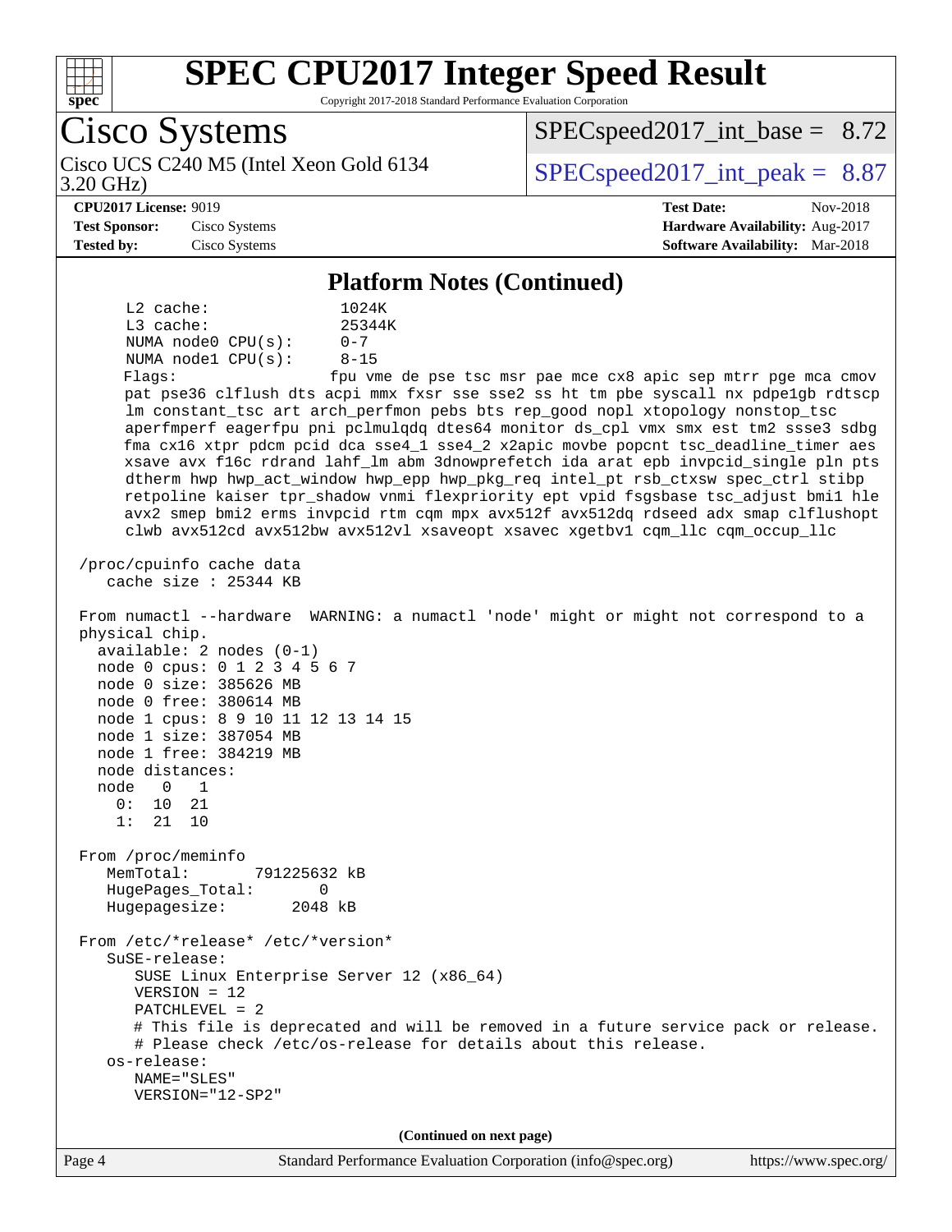## Platform Notes (Continued)

```
      L2 cache:              1024K
      L3 cache:              25344K
      NUMA node0 CPU(s):     0-7
      NUMA node1 CPU(s):     8-15
      Flags:                 fpu vme de pse tsc msr pae mce cx8 apic sep mtrr pge mca cmov
      pat pse36 clflush dts acpi mmx fxsr sse sse2 ss ht tm pbe syscall nx pdpe1gb rdtscp
      lm constant_tsc art arch_perfmon pebs bts rep_good nopl xtopology nonstop_tsc
      aperfmperf eagerfpu pni pclmulqdq dtes64 monitor ds_cpl vmx smx est tm2 ssse3 sdbg
      fma cx16 xtpr pdcm pcid dca sse4_1 sse4_2 x2apic movbe popcnt tsc_deadline_timer aes
      xsave avx f16c rdrand lahf_lm abm 3dnowprefetch ida arat epb invpcid_single pln pts
      dtherm hwp hwp_act_window hwp_epp hwp_pkg_req intel_pt rsb_ctxsw spec_ctrl stibp
      retpoline kaiser tpr_shadow vnmi flexpriority ept vpid fsgsbase tsc_adjust bmi1 hle
      avx2 smep bmi2 erms invpcid rtm cqm mpx avx512f avx512dq rdseed adx smap clflushopt
      clwb avx512cd avx512bw avx512vl xsaveopt xsavec xgetbv1 cqm_llc cqm_occup_llc

 /proc/cpuinfo cache data
    cache size : 25344 KB

 From numactl --hardware  WARNING: a numactl 'node' might or might not correspond to a
 physical chip.
   available: 2 nodes (0-1)
   node 0 cpus: 0 1 2 3 4 5 6 7
   node 0 size: 385626 MB
   node 0 free: 380614 MB
   node 1 cpus: 8 9 10 11 12 13 14 15
   node 1 size: 387054 MB
   node 1 free: 384219 MB
   node distances:
   node   0   1
     0:  10  21
     1:  21  10

 From /proc/meminfo
    MemTotal:       791225632 kB
    HugePages_Total:       0
    Hugepagesize:       2048 kB

 From /etc/*release* /etc/*version*
    SuSE-release:
       SUSE Linux Enterprise Server 12 (x86_64)
       VERSION = 12
       PATCHLEVEL = 2
       # This file is deprecated and will be removed in a future service pack or release.
       # Please check /etc/os-release for details about this release.
    os-release:
       NAME="SLES"
       VERSION="12-SP2"
```

(Continued on next page)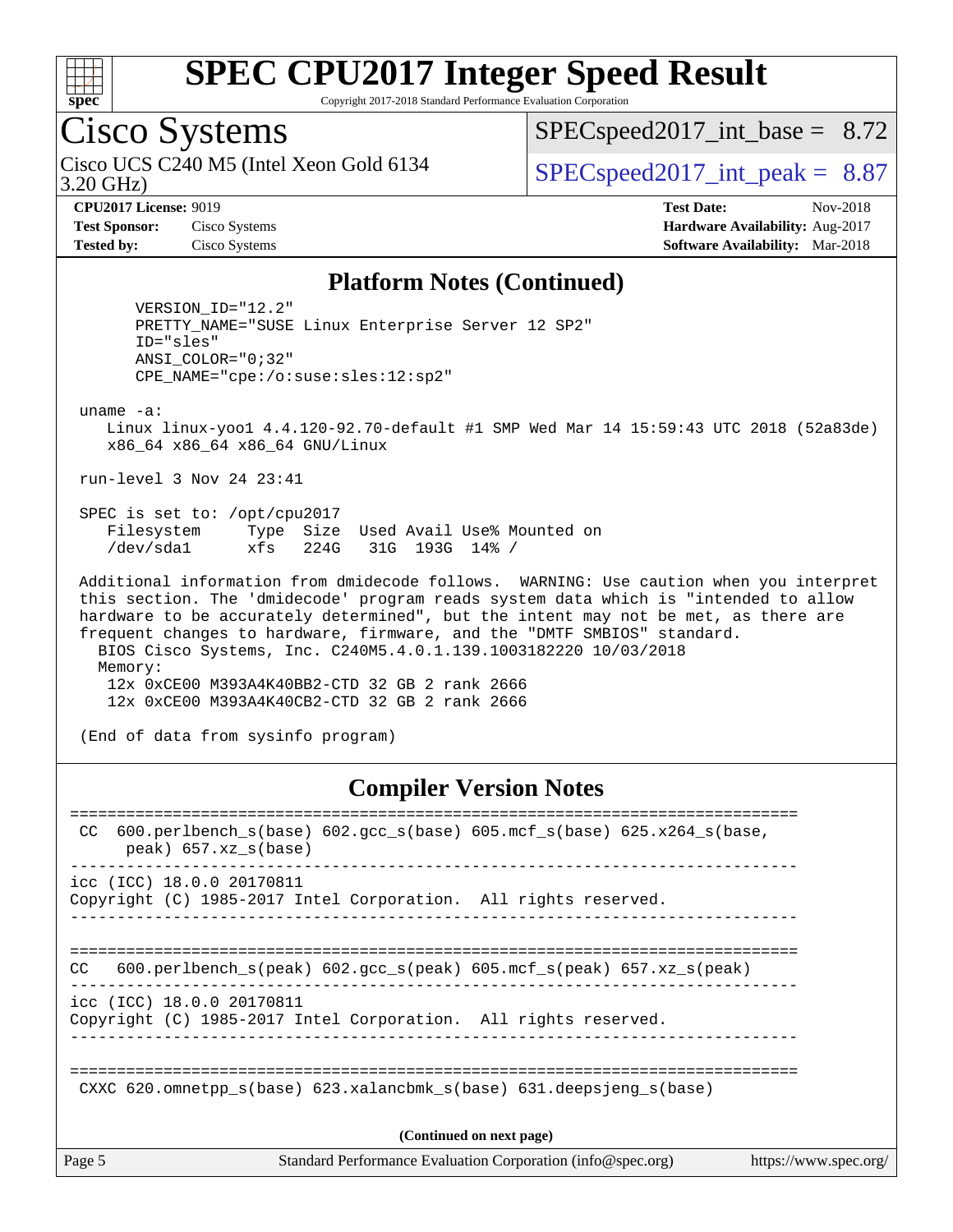## Platform Notes (Continued)

```
      VERSION_ID="12.2"
      PRETTY_NAME="SUSE Linux Enterprise Server 12 SP2"
      ID="sles"
      ANSI_COLOR="0;32"
      CPE_NAME="cpe:/o:suse:sles:12:sp2"

 uname -a:
    Linux linux-yoo1 4.4.120-92.70-default #1 SMP Wed Mar 14 15:59:43 UTC 2018 (52a83de)
    x86_64 x86_64 x86_64 GNU/Linux

 run-level 3 Nov 24 23:41

 SPEC is set to: /opt/cpu2017
    Filesystem     Type  Size  Used Avail Use% Mounted on
    /dev/sda1      xfs   224G   31G  193G  14% /

 Additional information from dmidecode follows.  WARNING: Use caution when you interpret
 this section. The 'dmidecode' program reads system data which is "intended to allow
 hardware to be accurately determined", but the intent may not be met, as there are
 frequent changes to hardware, firmware, and the "DMTF SMBIOS" standard.
   BIOS Cisco Systems, Inc. C240M5.4.0.1.139.1003182220 10/03/2018
   Memory:
    12x 0xCE00 M393A4K40BB2-CTD 32 GB 2 rank 2666
    12x 0xCE00 M393A4K40CB2-CTD 32 GB 2 rank 2666

 (End of data from sysinfo program)
```

## Compiler Version Notes

```
==============================================================================
 CC  600.perlbench_s(base) 602.gcc_s(base) 605.mcf_s(base) 625.x264_s(base,
      peak) 657.xz_s(base)
------------------------------------------------------------------------------
icc (ICC) 18.0.0 20170811
Copyright (C) 1985-2017 Intel Corporation.  All rights reserved.
------------------------------------------------------------------------------

==============================================================================
CC   600.perlbench_s(peak) 602.gcc_s(peak) 605.mcf_s(peak) 657.xz_s(peak)
------------------------------------------------------------------------------
icc (ICC) 18.0.0 20170811
Copyright (C) 1985-2017 Intel Corporation.  All rights reserved.
------------------------------------------------------------------------------

==============================================================================
 CXXC 620.omnetpp_s(base) 623.xalancbmk_s(base) 631.deepsjeng_s(base)
```

(Continued on next page)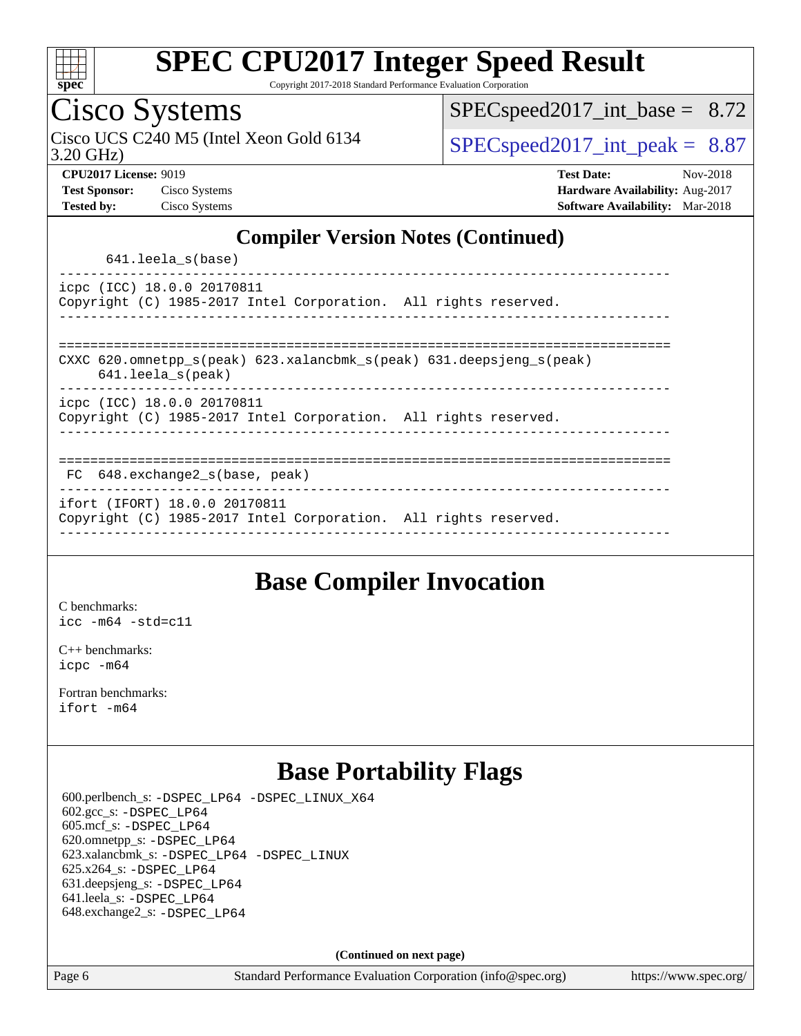## Compiler Version Notes (Continued)

```
      641.leela_s(base)
------------------------------------------------------------------------------
icpc (ICC) 18.0.0 20170811
Copyright (C) 1985-2017 Intel Corporation.  All rights reserved.
------------------------------------------------------------------------------

==============================================================================
CXXC 620.omnetpp_s(peak) 623.xalancbmk_s(peak) 631.deepsjeng_s(peak)
     641.leela_s(peak)
------------------------------------------------------------------------------
icpc (ICC) 18.0.0 20170811
Copyright (C) 1985-2017 Intel Corporation.  All rights reserved.
------------------------------------------------------------------------------

==============================================================================
 FC  648.exchange2_s(base, peak)
------------------------------------------------------------------------------
ifort (IFORT) 18.0.0 20170811
Copyright (C) 1985-2017 Intel Corporation.  All rights reserved.
------------------------------------------------------------------------------
```

## Base Compiler Invocation

C benchmarks:
icc -m64 -std=c11

C++ benchmarks:
icpc -m64

Fortran benchmarks:
ifort -m64

## Base Portability Flags

600.perlbench_s: -DSPEC_LP64 -DSPEC_LINUX_X64
602.gcc_s: -DSPEC_LP64
605.mcf_s: -DSPEC_LP64
620.omnetpp_s: -DSPEC_LP64
623.xalancbmk_s: -DSPEC_LP64 -DSPEC_LINUX
625.x264_s: -DSPEC_LP64
631.deepsjeng_s: -DSPEC_LP64
641.leela_s: -DSPEC_LP64
648.exchange2_s: -DSPEC_LP64

**(Continued on next page)**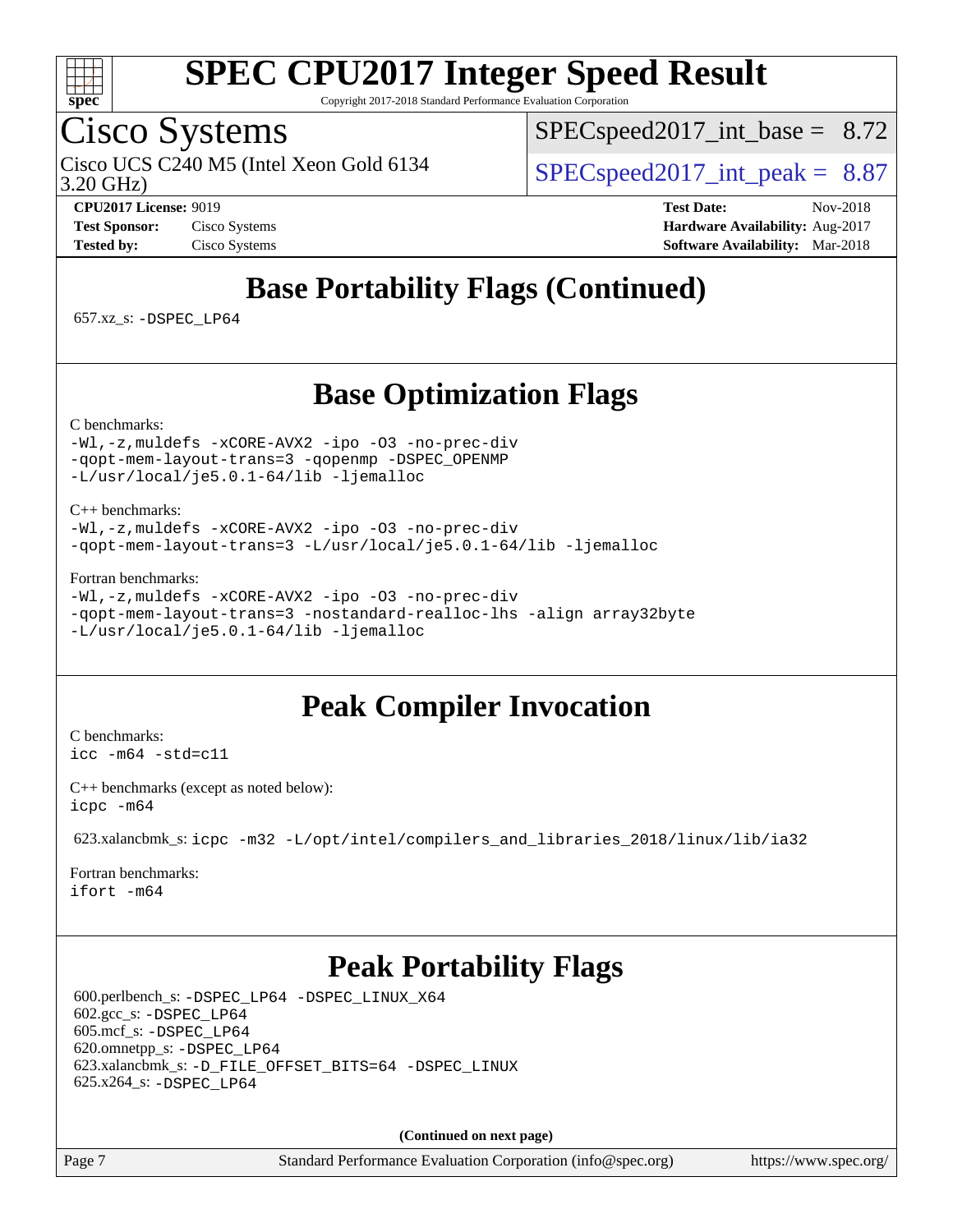# SPEC CPU2017 Integer Speed Result

Copyright 2017-2018 Standard Performance Evaluation Corporation

## Cisco Systems

Cisco UCS C240 M5 (Intel Xeon Gold 6134 3.20 GHz)

SPECspeed2017_int_base = 8.72

SPECspeed2017_int_peak = 8.87

**CPU2017 License:** 9019
**Test Sponsor:** Cisco Systems
**Tested by:** Cisco Systems

**Test Date:** Nov-2018
**Hardware Availability:** Aug-2017
**Software Availability:** Mar-2018

## Base Portability Flags (Continued)

657.xz_s: -DSPEC_LP64

## Base Optimization Flags

C benchmarks:
```
-Wl,-z,muldefs -xCORE-AVX2 -ipo -O3 -no-prec-div
-qopt-mem-layout-trans=3 -qopenmp -DSPEC_OPENMP
-L/usr/local/je5.0.1-64/lib -ljemalloc
```

C++ benchmarks:
```
-Wl,-z,muldefs -xCORE-AVX2 -ipo -O3 -no-prec-div
-qopt-mem-layout-trans=3 -L/usr/local/je5.0.1-64/lib -ljemalloc
```

Fortran benchmarks:
```
-Wl,-z,muldefs -xCORE-AVX2 -ipo -O3 -no-prec-div
-qopt-mem-layout-trans=3 -nostandard-realloc-lhs -align array32byte
-L/usr/local/je5.0.1-64/lib -ljemalloc
```

## Peak Compiler Invocation

C benchmarks:
```
icc -m64 -std=c11
```

C++ benchmarks (except as noted below):
```
icpc -m64
```

623.xalancbmk_s: icpc -m32 -L/opt/intel/compilers_and_libraries_2018/linux/lib/ia32

Fortran benchmarks:
```
ifort -m64
```

## Peak Portability Flags

600.perlbench_s: -DSPEC_LP64 -DSPEC_LINUX_X64
602.gcc_s: -DSPEC_LP64
605.mcf_s: -DSPEC_LP64
620.omnetpp_s: -DSPEC_LP64
623.xalancbmk_s: -D_FILE_OFFSET_BITS=64 -DSPEC_LINUX
625.x264_s: -DSPEC_LP64

**(Continued on next page)**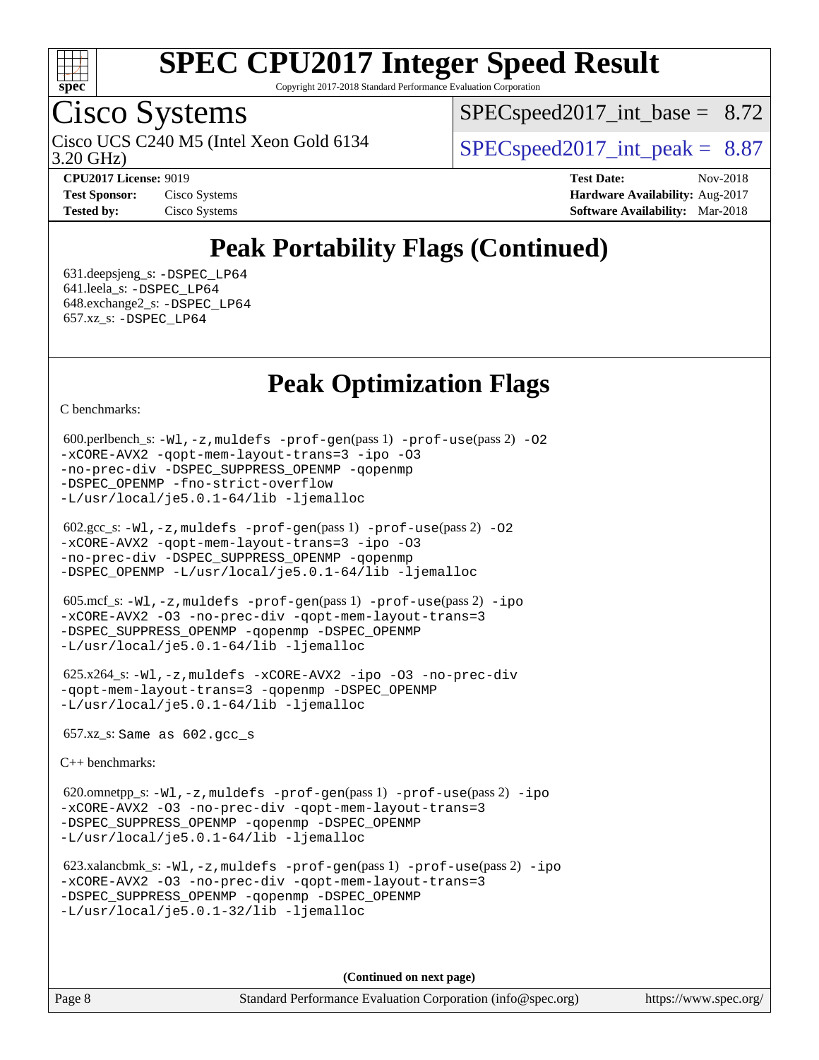# SPEC CPU2017 Integer Speed Result

Copyright 2017-2018 Standard Performance Evaluation Corporation

## Cisco Systems

Cisco UCS C240 M5 (Intel Xeon Gold 6134 3.20 GHz)

SPECspeed2017_int_base = 8.72

SPECspeed2017_int_peak = 8.87

**CPU2017 License:** 9019
**Test Sponsor:** Cisco Systems
**Tested by:** Cisco Systems

**Test Date:** Nov-2018
**Hardware Availability:** Aug-2017
**Software Availability:** Mar-2018

## Peak Portability Flags (Continued)

631.deepsjeng_s: -DSPEC_LP64
641.leela_s: -DSPEC_LP64
648.exchange2_s: -DSPEC_LP64
657.xz_s: -DSPEC_LP64

## Peak Optimization Flags

C benchmarks:

600.perlbench_s: -Wl,-z,muldefs -prof-gen(pass 1) -prof-use(pass 2) -O2 -xCORE-AVX2 -qopt-mem-layout-trans=3 -ipo -O3 -no-prec-div -DSPEC_SUPPRESS_OPENMP -qopenmp -DSPEC_OPENMP -fno-strict-overflow -L/usr/local/je5.0.1-64/lib -ljemalloc

602.gcc_s: -Wl,-z,muldefs -prof-gen(pass 1) -prof-use(pass 2) -O2 -xCORE-AVX2 -qopt-mem-layout-trans=3 -ipo -O3 -no-prec-div -DSPEC_SUPPRESS_OPENMP -qopenmp -DSPEC_OPENMP -L/usr/local/je5.0.1-64/lib -ljemalloc

605.mcf_s: -Wl,-z,muldefs -prof-gen(pass 1) -prof-use(pass 2) -ipo -xCORE-AVX2 -O3 -no-prec-div -qopt-mem-layout-trans=3 -DSPEC_SUPPRESS_OPENMP -qopenmp -DSPEC_OPENMP -L/usr/local/je5.0.1-64/lib -ljemalloc

625.x264_s: -Wl,-z,muldefs -xCORE-AVX2 -ipo -O3 -no-prec-div -qopt-mem-layout-trans=3 -qopenmp -DSPEC_OPENMP -L/usr/local/je5.0.1-64/lib -ljemalloc

657.xz_s: Same as 602.gcc_s

C++ benchmarks:

620.omnetpp_s: -Wl,-z,muldefs -prof-gen(pass 1) -prof-use(pass 2) -ipo -xCORE-AVX2 -O3 -no-prec-div -qopt-mem-layout-trans=3 -DSPEC_SUPPRESS_OPENMP -qopenmp -DSPEC_OPENMP -L/usr/local/je5.0.1-64/lib -ljemalloc

623.xalancbmk_s: -Wl,-z,muldefs -prof-gen(pass 1) -prof-use(pass 2) -ipo -xCORE-AVX2 -O3 -no-prec-div -qopt-mem-layout-trans=3 -DSPEC_SUPPRESS_OPENMP -qopenmp -DSPEC_OPENMP -L/usr/local/je5.0.1-32/lib -ljemalloc

**(Continued on next page)**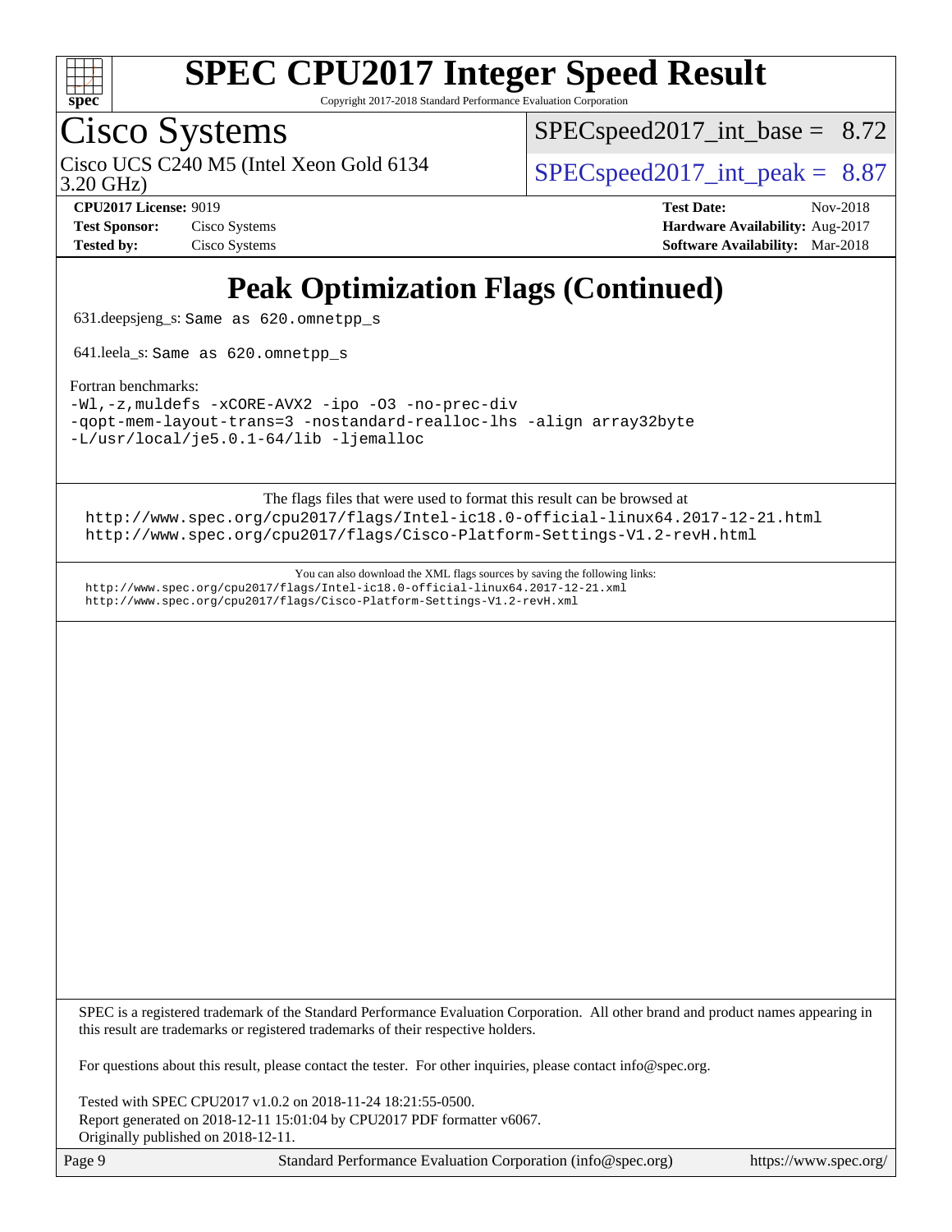# Peak Optimization Flags (Continued)

631.deepsjeng_s: Same as 620.omnetpp_s

641.leela_s: Same as 620.omnetpp_s

Fortran benchmarks:

```
-Wl,-z,muldefs -xCORE-AVX2 -ipo -O3 -no-prec-div
-qopt-mem-layout-trans=3 -nostandard-realloc-lhs -align array32byte
-L/usr/local/je5.0.1-64/lib -ljemalloc
```

The flags files that were used to format this result can be browsed at

http://www.spec.org/cpu2017/flags/Intel-ic18.0-official-linux64.2017-12-21.html
http://www.spec.org/cpu2017/flags/Cisco-Platform-Settings-V1.2-revH.html

You can also download the XML flags sources by saving the following links:

http://www.spec.org/cpu2017/flags/Intel-ic18.0-official-linux64.2017-12-21.xml
http://www.spec.org/cpu2017/flags/Cisco-Platform-Settings-V1.2-revH.xml

SPEC is a registered trademark of the Standard Performance Evaluation Corporation. All other brand and product names appearing in this result are trademarks or registered trademarks of their respective holders.

For questions about this result, please contact the tester. For other inquiries, please contact info@spec.org.

Tested with SPEC CPU2017 v1.0.2 on 2018-11-24 18:21:55-0500.
Report generated on 2018-12-11 15:01:04 by CPU2017 PDF formatter v6067.
Originally published on 2018-12-11.